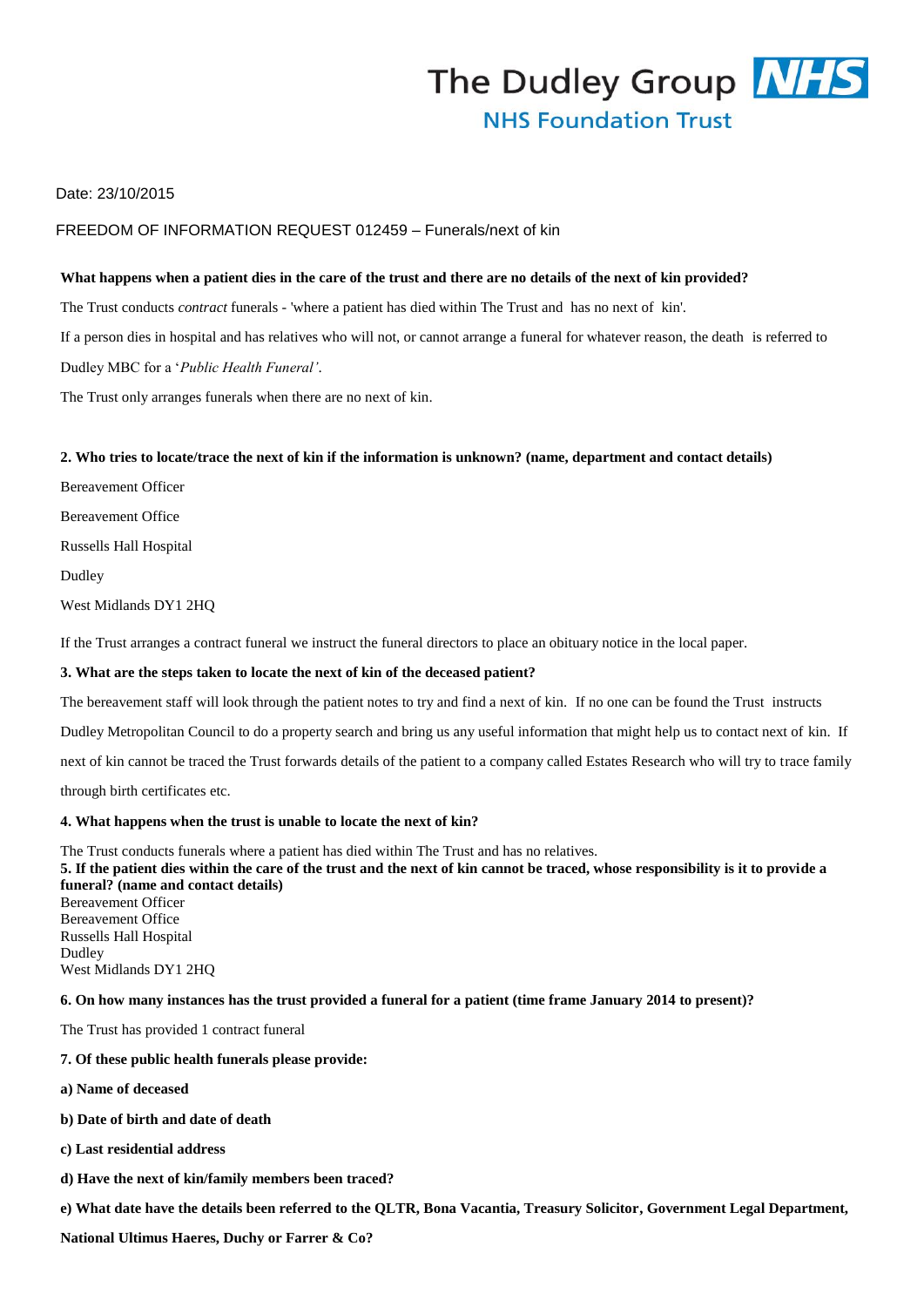The Dudley Group NHS
NHS Foundation Trust

Date: 23/10/2015

FREEDOM OF INFORMATION REQUEST 012459 – Funerals/next of kin

**What happens when a patient dies in the care of the trust and there are no details of the next of kin provided?**

The Trust conducts *contract* funerals - 'where a patient has died within The Trust and has no next of kin'.

If a person dies in hospital and has relatives who will not, or cannot arrange a funeral for whatever reason, the death is referred to Dudley MBC for a '*Public Health Funeral'*.

The Trust only arranges funerals when there are no next of kin.

**2. Who tries to locate/trace the next of kin if the information is unknown? (name, department and contact details)**

Bereavement Officer

Bereavement Office

Russells Hall Hospital

Dudley

West Midlands DY1 2HQ

If the Trust arranges a contract funeral we instruct the funeral directors to place an obituary notice in the local paper.

**3. What are the steps taken to locate the next of kin of the deceased patient?**

The bereavement staff will look through the patient notes to try and find a next of kin. If no one can be found the Trust instructs Dudley Metropolitan Council to do a property search and bring us any useful information that might help us to contact next of kin. If next of kin cannot be traced the Trust forwards details of the patient to a company called Estates Research who will try to trace family through birth certificates etc.

**4. What happens when the trust is unable to locate the next of kin?**

The Trust conducts funerals where a patient has died within The Trust and has no relatives.

**5. If the patient dies within the care of the trust and the next of kin cannot be traced, whose responsibility is it to provide a funeral? (name and contact details)**

Bereavement Officer
Bereavement Office
Russells Hall Hospital
Dudley
West Midlands DY1 2HQ

**6. On how many instances has the trust provided a funeral for a patient (time frame January 2014 to present)?**

The Trust has provided 1 contract funeral

**7. Of these public health funerals please provide:**

**a) Name of deceased**

**b) Date of birth and date of death**

**c) Last residential address**

**d) Have the next of kin/family members been traced?**

**e) What date have the details been referred to the QLTR, Bona Vacantia, Treasury Solicitor, Government Legal Department, National Ultimus Haeres, Duchy or Farrer & Co?**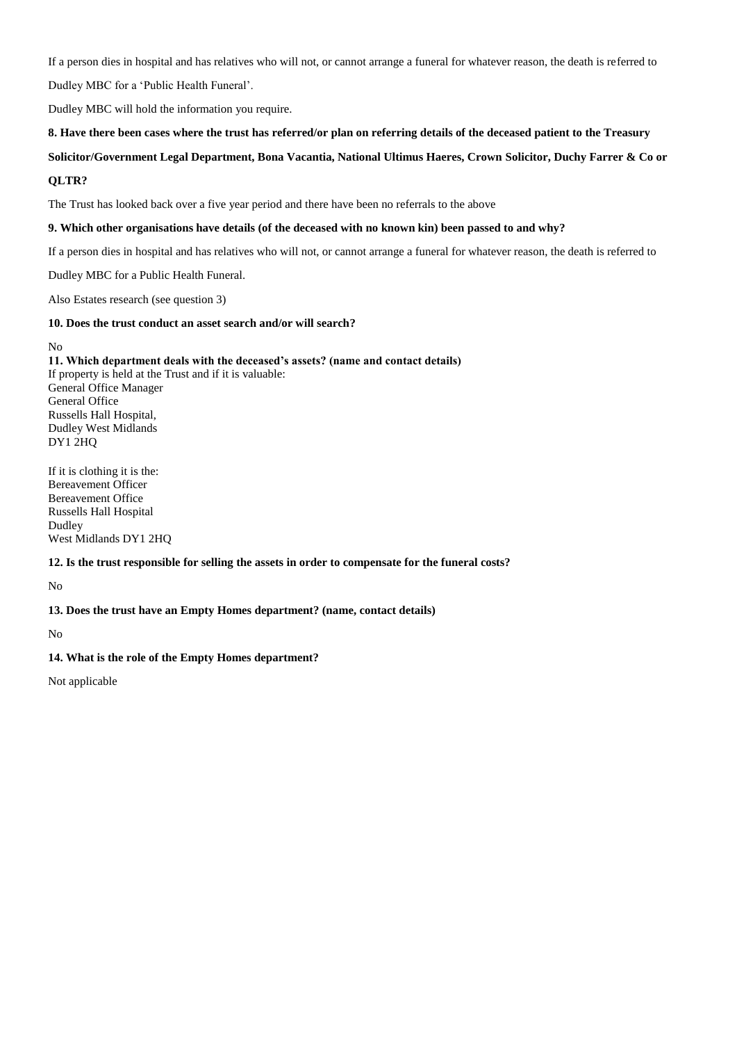If a person dies in hospital and has relatives who will not, or cannot arrange a funeral for whatever reason, the death is referred to Dudley MBC for a 'Public Health Funeral'.

Dudley MBC will hold the information you require.

**8. Have there been cases where the trust has referred/or plan on referring details of the deceased patient to the Treasury Solicitor/Government Legal Department, Bona Vacantia, National Ultimus Haeres, Crown Solicitor, Duchy Farrer & Co or QLTR?**

The Trust has looked back over a five year period and there have been no referrals to the above

**9. Which other organisations have details (of the deceased with no known kin) been passed to and why?**

If a person dies in hospital and has relatives who will not, or cannot arrange a funeral for whatever reason, the death is referred to Dudley MBC for a Public Health Funeral.

Also Estates research (see question 3)

**10. Does the trust conduct an asset search and/or will search?**

No

**11. Which department deals with the deceased's assets? (name and contact details)**

If property is held at the Trust and if it is valuable:
General Office Manager
General Office
Russells Hall Hospital,
Dudley West Midlands
DY1 2HQ

If it is clothing it is the:
Bereavement Officer
Bereavement Office
Russells Hall Hospital
Dudley
West Midlands DY1 2HQ

**12. Is the trust responsible for selling the assets in order to compensate for the funeral costs?**

No

**13. Does the trust have an Empty Homes department? (name, contact details)**

No

**14. What is the role of the Empty Homes department?**

Not applicable